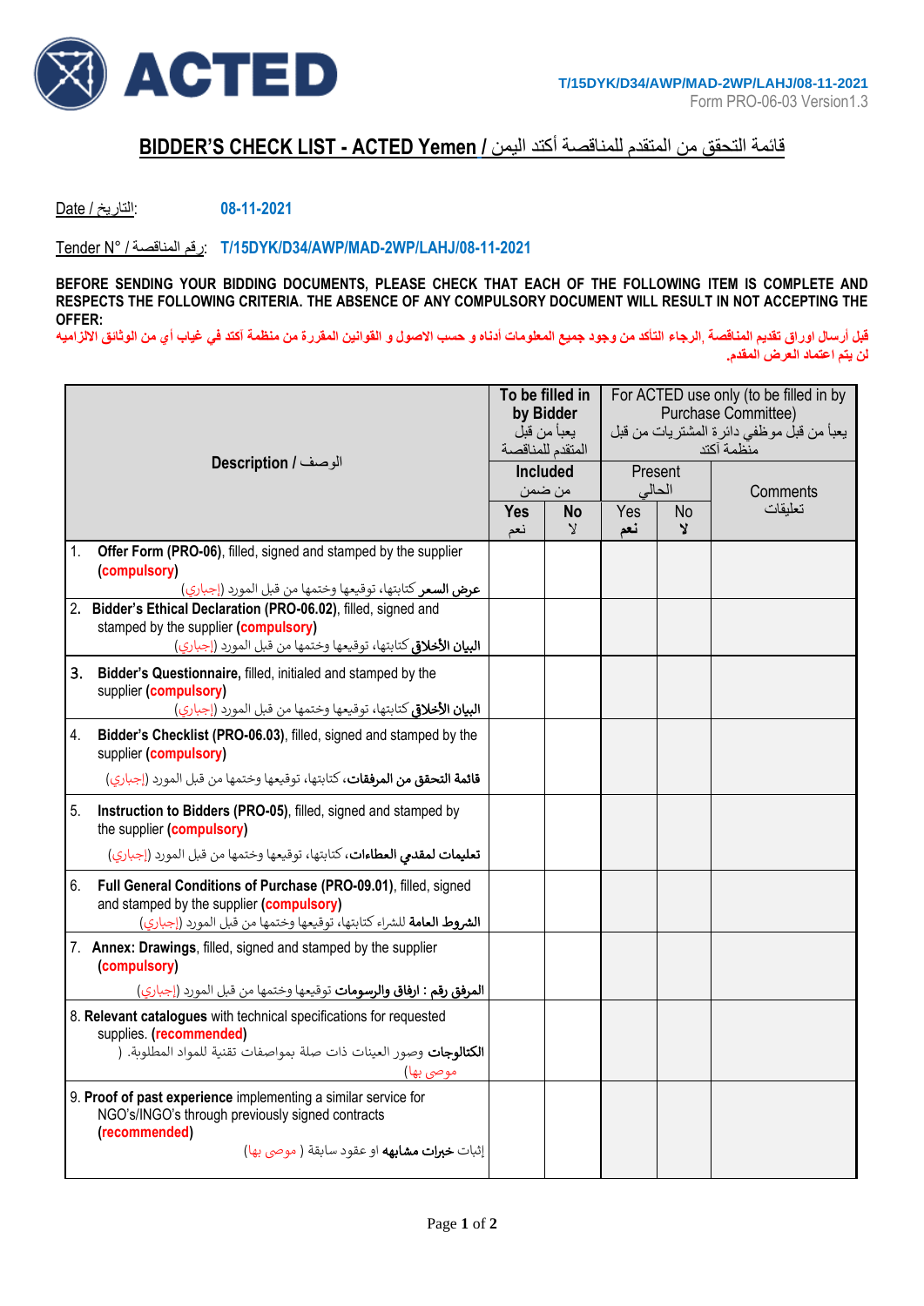ACTED

T/15DYK/D34/AWP/MAD-2WP/LAHJ/08-11-2021
Form PRO-06-03 Version1.3

# BIDDER'S CHECK LIST - ACTED Yemen / قائمة التحقق من المتقدم للمناقصة أكتد اليمن

Date / التاريخ: **08-11-2021**

Tender N° / رقم المناقصة: **T/15DYK/D34/AWP/MAD-2WP/LAHJ/08-11-2021**

**BEFORE SENDING YOUR BIDDING DOCUMENTS, PLEASE CHECK THAT EACH OF THE FOLLOWING ITEM IS COMPLETE AND RESPECTS THE FOLLOWING CRITERIA. THE ABSENCE OF ANY COMPULSORY DOCUMENT WILL RESULT IN NOT ACCEPTING THE OFFER:**

**قبل أرسال اوراق تقديم المناقصة ,الرجاء التأكد من وجود جميع المعلومات أدناه و حسب الاصول و القوانين المقررة من منظمة أكتد في غياب أي من الوثائق الالزاميه لن يتم اعتماد العرض المقدم.**

| Description / الوصف | To be filled in by Bidder يعبأ من قبل المتقدم للمناقصة | | For ACTED use only (to be filled in by Purchase Committee) يعبأ من قبل موظفي دائرة المشتريات من قبل منظمة أكتد | | |
|---|---|---|---|---|---|
| | Included من ضمن | | Present الحالي | | Comments تعليقات |
| | Yes نعم | No لا | Yes نعم | No لا | |
| 1. **Offer Form (PRO-06)**, filled, signed and stamped by the supplier (**compulsory**) **عرض السعر** كتابتها، توقيعها وختمها من قبل المورد (إجباري) | | | | | |
| 2. **Bidder's Ethical Declaration (PRO-06.02)**, filled, signed and stamped by the supplier (**compulsory**) **البيان الأخلاق** كتابتها، توقيعها وختمها من قبل المورد (إجباري) | | | | | |
| 3. **Bidder's Questionnaire,** filled, initialed and stamped by the supplier (**compulsory**) **البيان الأخلاق** كتابتها، توقيعها وختمها من قبل المورد (إجباري) | | | | | |
| 4. **Bidder's Checklist (PRO-06.03)**, filled, signed and stamped by the supplier (**compulsory**) **قائمة التحقق من المرفقات**، كتابتها، توقيعها وختمها من قبل المورد (إجباري) | | | | | |
| 5. **Instruction to Bidders (PRO-05)**, filled, signed and stamped by the supplier (**compulsory**) **تعليمات لمقدمي العطاءات**، كتابتها، توقيعها وختمها من قبل المورد (إجباري) | | | | | |
| 6. **Full General Conditions of Purchase (PRO-09.01)**, filled, signed and stamped by the supplier (**compulsory**) **الشروط العامة** للشراء كتابتها، توقيعها وختمها من قبل المورد (إجباري) | | | | | |
| 7. **Annex: Drawings**, filled, signed and stamped by the supplier (**compulsory**) **المرفق رقم : ارفاق والرسومات** توقيعها وختمها من قبل المورد (إجباري) | | | | | |
| 8. **Relevant catalogues** with technical specifications for requested supplies. (**recommended**) **الكتالوجات** وصور العينات ذات صلة بمواصفات تقنية للمواد المطلوبة. ( موصى بها) | | | | | |
| 9. **Proof of past experience** implementing a similar service for NGO's/INGO's through previously signed contracts (**recommended**) إثبات **خبرات مشابهه** او عقود سابقة ( موصى بها) | | | | | |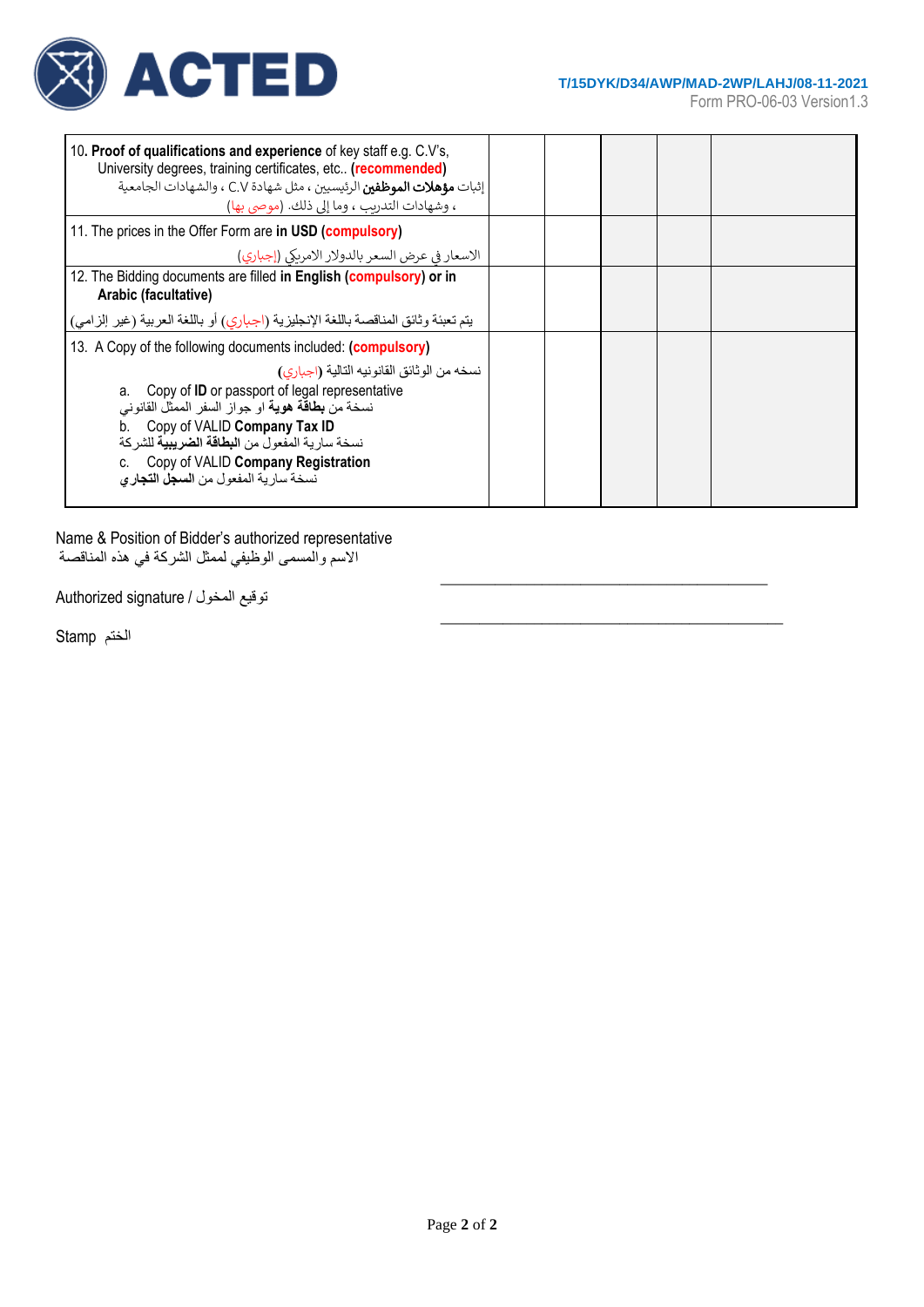| | | | | | |
|---|---|---|---|---|---|
| 10. **Proof of qualifications and experience** of key staff e.g. C.V's, University degrees, training certificates, etc.. **(recommended)**<br>إثبات **مؤهلات الموظفين** الرئيسيين ، مثل شهادة C.V ، والشهادات الجامعية ، وشهادات التدريب ، وما إلى ذلك. (موصى بها) | | | | | |
| 11. The prices in the Offer Form are **in USD (compulsory)**<br>الاسعار في عرض السعر بالدولار الامريكي (إجباري) | | | | | |
| 12. The Bidding documents are filled **in English (compulsory) or in Arabic (facultative)**<br>يتم تعبئة وثائق المناقصة باللغة الإنجليزية (اجباري) أو باللغة العربية (غير إلزامي) | | | | | |
| 13. A Copy of the following documents included: **(compulsory)**<br>نسخه من الوثائق القانونيه التالية (اجباري)<br>a. Copy of **ID** or passport of legal representative<br>نسخة من **بطاقة هوية** او جواز السفر الممثل القانوني<br>b. Copy of VALID **Company Tax ID**<br>نسخة سارية المفعول من **البطاقة الضريبية** للشركة<br>c. Copy of VALID **Company Registration**<br>نسخة سارية المفعول من **السجل التجاري** | | | | | |

Name & Position of Bidder's authorized representative
الاسم والمسمى الوظيفي لممثل الشركة في هذه المناقصة

\_\_\_\_\_\_\_\_\_\_\_\_\_\_\_\_\_\_\_\_\_\_\_\_\_\_\_\_\_\_\_\_\_\_\_\_\_\_\_\_

Authorized signature / توقيع المخول

\_\_\_\_\_\_\_\_\_\_\_\_\_\_\_\_\_\_\_\_\_\_\_\_\_\_\_\_\_\_\_\_\_\_\_\_\_\_\_\_

Stamp الختم